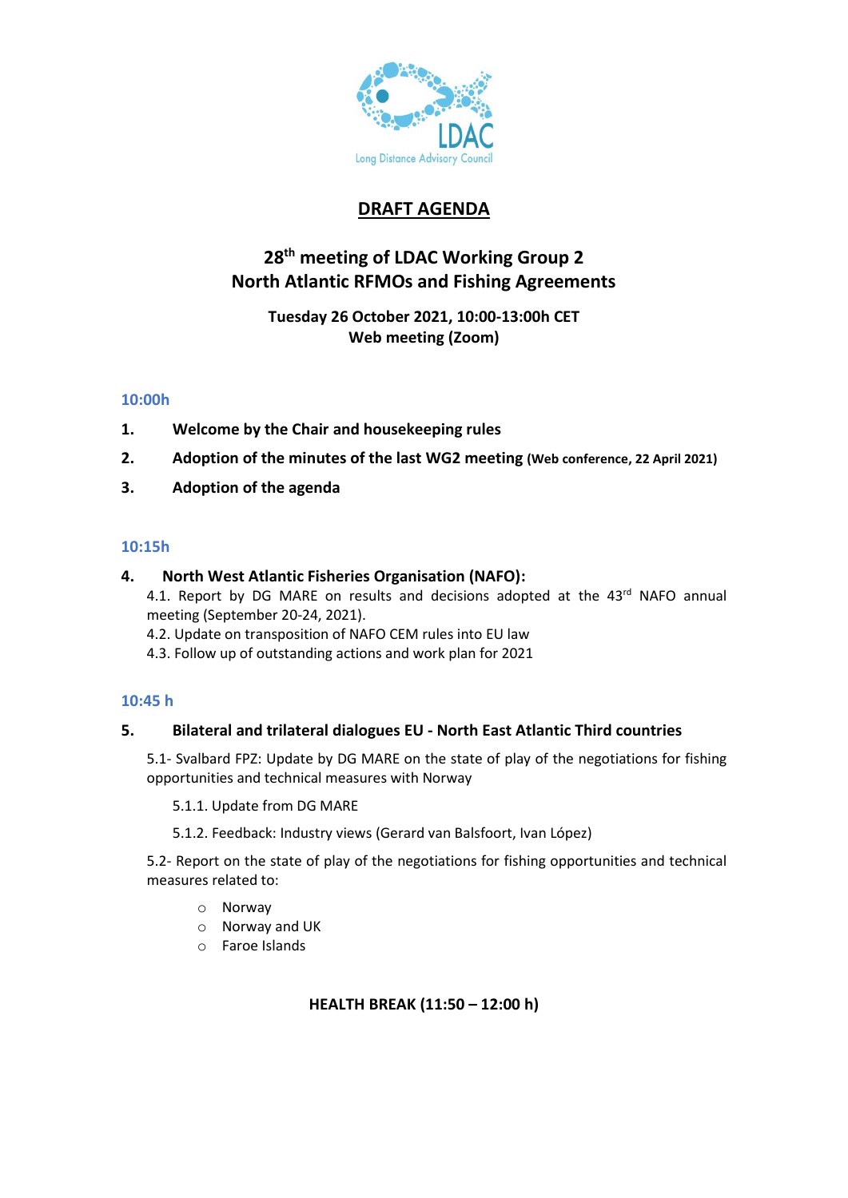# DRAFT AGENDA

## 28th meeting of LDAC Working Group 2
## North Atlantic RFMOs and Fishing Agreements

**Tuesday 26 October 2021, 10:00-13:00h CET**
**Web meeting (Zoom)**

### 10:00h

1. **Welcome by the Chair and housekeeping rules**
2. **Adoption of the minutes of the last WG2 meeting (Web conference, 22 April 2021)**
3. **Adoption of the agenda**

### 10:15h

4. **North West Atlantic Fisheries Organisation (NAFO):**

   4.1. Report by DG MARE on results and decisions adopted at the 43rd NAFO annual meeting (September 20-24, 2021).

   4.2. Update on transposition of NAFO CEM rules into EU law

   4.3. Follow up of outstanding actions and work plan for 2021

### 10:45 h

5. **Bilateral and trilateral dialogues EU - North East Atlantic Third countries**

   5.1- Svalbard FPZ: Update by DG MARE on the state of play of the negotiations for fishing opportunities and technical measures with Norway

   5.1.1. Update from DG MARE

   5.1.2. Feedback: Industry views (Gerard van Balsfoort, Ivan López)

   5.2- Report on the state of play of the negotiations for fishing opportunities and technical measures related to:

   - Norway
   - Norway and UK
   - Faroe Islands

**HEALTH BREAK (11:50 – 12:00 h)**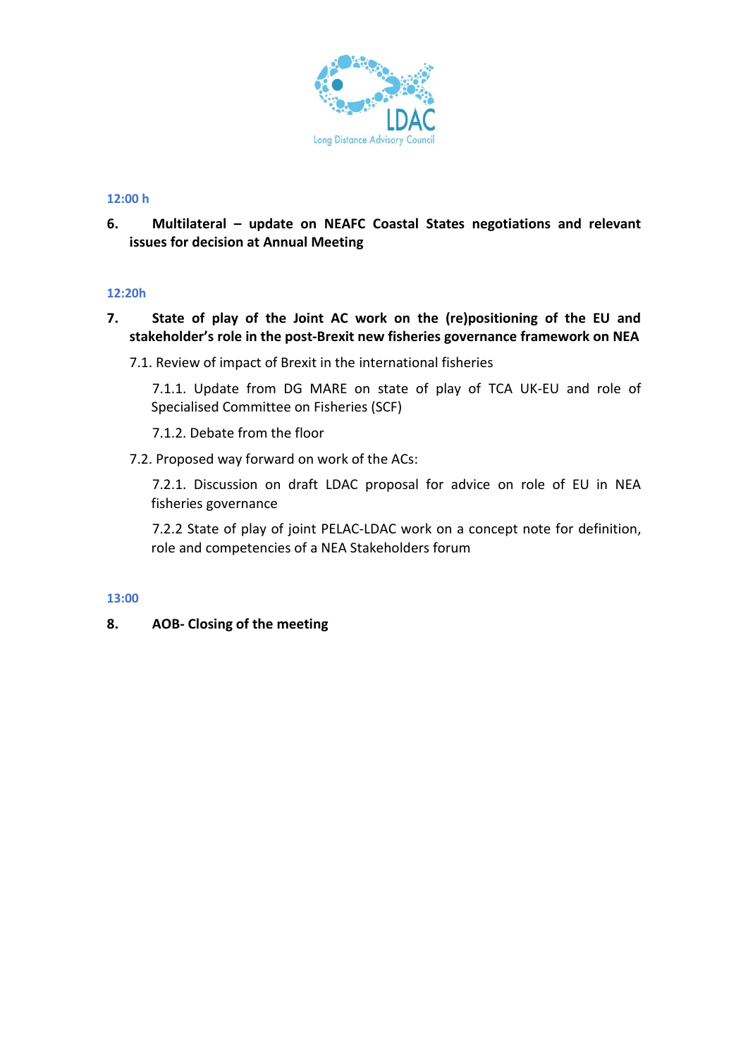12:00 h

**6. Multilateral – update on NEAFC Coastal States negotiations and relevant issues for decision at Annual Meeting**

12:20h

**7. State of play of the Joint AC work on the (re)positioning of the EU and stakeholder's role in the post-Brexit new fisheries governance framework on NEA**

7.1. Review of impact of Brexit in the international fisheries

7.1.1. Update from DG MARE on state of play of TCA UK-EU and role of Specialised Committee on Fisheries (SCF)

7.1.2. Debate from the floor

7.2. Proposed way forward on work of the ACs:

7.2.1. Discussion on draft LDAC proposal for advice on role of EU in NEA fisheries governance

7.2.2 State of play of joint PELAC-LDAC work on a concept note for definition, role and competencies of a NEA Stakeholders forum

13:00

**8. AOB- Closing of the meeting**